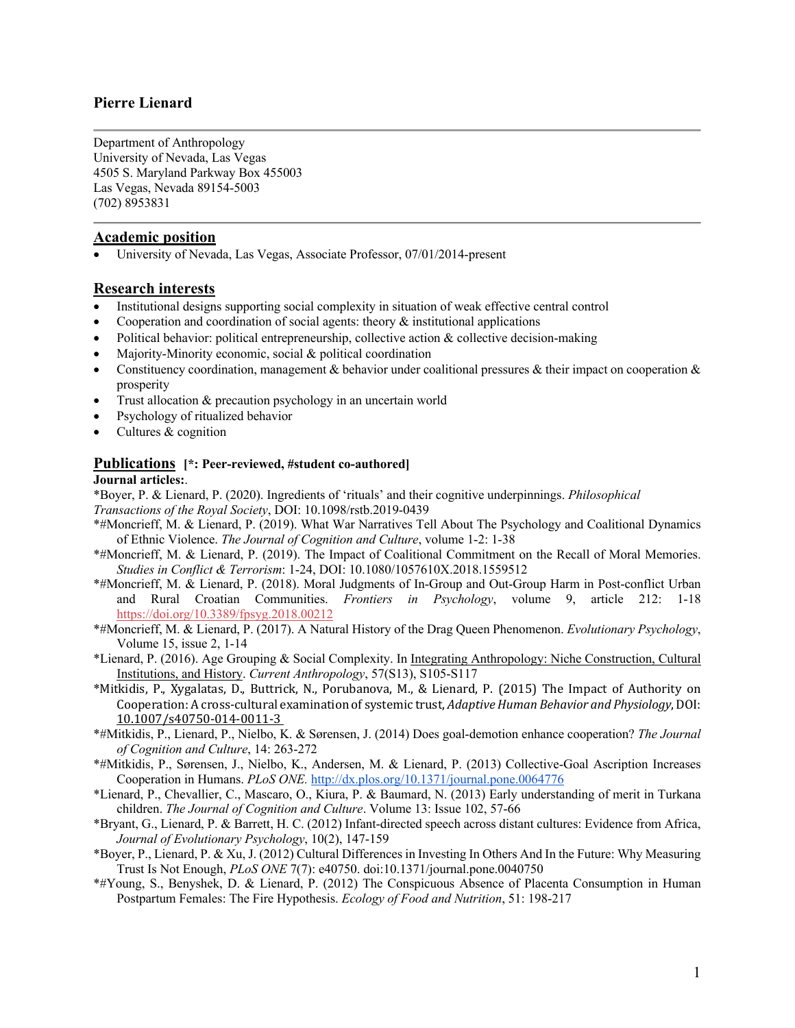# Pierre Lienard

Department of Anthropology
University of Nevada, Las Vegas
4505 S. Maryland Parkway Box 455003
Las Vegas, Nevada 89154-5003
(702) 8953831

## Academic position

- University of Nevada, Las Vegas, Associate Professor, 07/01/2014-present

## Research interests

- Institutional designs supporting social complexity in situation of weak effective central control
- Cooperation and coordination of social agents: theory & institutional applications
- Political behavior: political entrepreneurship, collective action & collective decision-making
- Majority-Minority economic, social & political coordination
- Constituency coordination, management & behavior under coalitional pressures & their impact on cooperation & prosperity
- Trust allocation & precaution psychology in an uncertain world
- Psychology of ritualized behavior
- Cultures & cognition

## Publications **[*: Peer-reviewed, #student co-authored]**

**Journal articles:**.

*Boyer, P. & Lienard, P. (2020). Ingredients of 'rituals' and their cognitive underpinnings. *Philosophical Transactions of the Royal Society*, DOI: 10.1098/rstb.2019-0439

*#Moncrieff, M. & Lienard, P. (2019). What War Narratives Tell About The Psychology and Coalitional Dynamics of Ethnic Violence. *The Journal of Cognition and Culture*, volume 1-2: 1-38

*#Moncrieff, M. & Lienard, P. (2019). The Impact of Coalitional Commitment on the Recall of Moral Memories. *Studies in Conflict & Terrorism*: 1-24, DOI: 10.1080/1057610X.2018.1559512

*#Moncrieff, M. & Lienard, P. (2018). Moral Judgments of In-Group and Out-Group Harm in Post-conflict Urban and Rural Croatian Communities. *Frontiers in Psychology*, volume 9, article 212: 1-18 https://doi.org/10.3389/fpsyg.2018.00212

*#Moncrieff, M. & Lienard, P. (2017). A Natural History of the Drag Queen Phenomenon. *Evolutionary Psychology*, Volume 15, issue 2, 1-14

*Lienard, P. (2016). Age Grouping & Social Complexity. In Integrating Anthropology: Niche Construction, Cultural Institutions, and History. *Current Anthropology*, 57(S13), S105-S117

*Mitkidis, P., Xygalatas, D., Buttrick, N., Porubanova, M., & Lienard, P. (2015) The Impact of Authority on Cooperation: A cross-cultural examination of systemic trust, *Adaptive Human Behavior and Physiology*, DOI: 10.1007/s40750-014-0011-3

*#Mitkidis, P., Lienard, P., Nielbo, K. & Sørensen, J. (2014) Does goal-demotion enhance cooperation? *The Journal of Cognition and Culture*, 14: 263-272

*#Mitkidis, P., Sørensen, J., Nielbo, K., Andersen, M. & Lienard, P. (2013) Collective-Goal Ascription Increases Cooperation in Humans. *PLoS ONE*. http://dx.plos.org/10.1371/journal.pone.0064776

*Lienard, P., Chevallier, C., Mascaro, O., Kiura, P. & Baumard, N. (2013) Early understanding of merit in Turkana children. *The Journal of Cognition and Culture*. Volume 13: Issue 102, 57-66

*Bryant, G., Lienard, P. & Barrett, H. C. (2012) Infant-directed speech across distant cultures: Evidence from Africa, *Journal of Evolutionary Psychology*, 10(2), 147-159

*Boyer, P., Lienard, P. & Xu, J. (2012) Cultural Differences in Investing In Others And In the Future: Why Measuring Trust Is Not Enough, *PLoS ONE* 7(7): e40750. doi:10.1371/journal.pone.0040750

*#Young, S., Benyshek, D. & Lienard, P. (2012) The Conspicuous Absence of Placenta Consumption in Human Postpartum Females: The Fire Hypothesis. *Ecology of Food and Nutrition*, 51: 198-217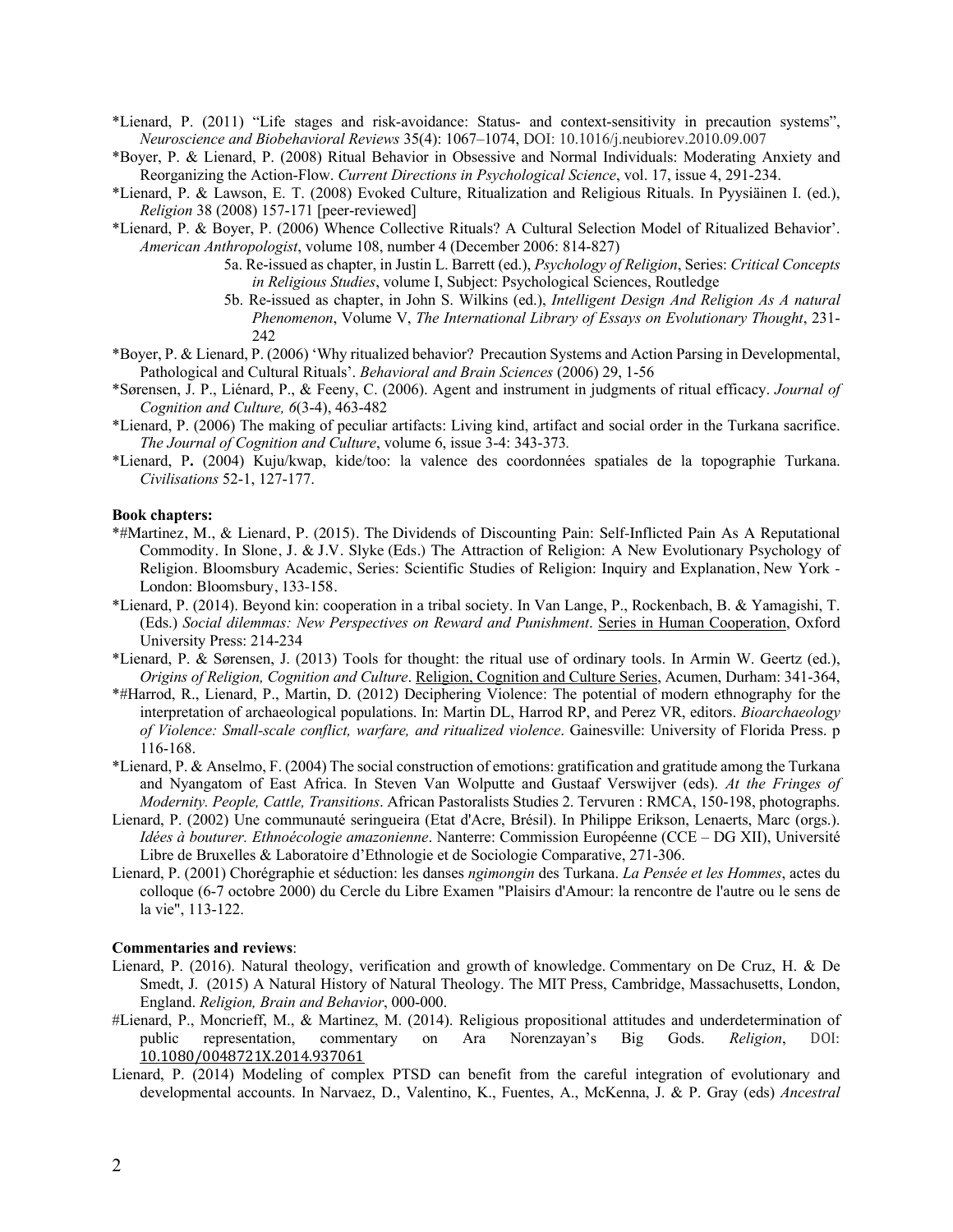*Lienard, P. (2011) "Life stages and risk-avoidance: Status- and context-sensitivity in precaution systems", *Neuroscience and Biobehavioral Reviews* 35(4): 1067–1074, DOI: 10.1016/j.neubiorev.2010.09.007

*Boyer, P. & Lienard, P. (2008) Ritual Behavior in Obsessive and Normal Individuals: Moderating Anxiety and Reorganizing the Action-Flow. *Current Directions in Psychological Science*, vol. 17, issue 4, 291-234.

*Lienard, P. & Lawson, E. T. (2008) Evoked Culture, Ritualization and Religious Rituals. In Pyysiäinen I. (ed.), *Religion* 38 (2008) 157-171 [peer-reviewed]

*Lienard, P. & Boyer, P. (2006) Whence Collective Rituals? A Cultural Selection Model of Ritualized Behavior'. *American Anthropologist*, volume 108, number 4 (December 2006: 814-827)

 5a. Re-issued as chapter, in Justin L. Barrett (ed.), *Psychology of Religion*, Series: *Critical Concepts in Religious Studies*, volume I, Subject: Psychological Sciences, Routledge

 5b. Re-issued as chapter, in John S. Wilkins (ed.), *Intelligent Design And Religion As A natural Phenomenon*, Volume V, *The International Library of Essays on Evolutionary Thought*, 231-242

*Boyer, P. & Lienard, P. (2006) 'Why ritualized behavior? Precaution Systems and Action Parsing in Developmental, Pathological and Cultural Rituals'. *Behavioral and Brain Sciences* (2006) 29, 1-56

*Sørensen, J. P., Liénard, P., & Feeny, C. (2006). Agent and instrument in judgments of ritual efficacy. *Journal of Cognition and Culture, 6*(3-4), 463-482

*Lienard, P. (2006) The making of peculiar artifacts: Living kind, artifact and social order in the Turkana sacrifice. *The Journal of Cognition and Culture*, volume 6, issue 3-4: 343-373.

*Lienard, P**.** (2004) Kuju/kwap, kide/too: la valence des coordonnées spatiales de la topographie Turkana. *Civilisations* 52-1, 127-177.

**Book chapters:**

*#Martinez, M., & Lienard, P. (2015). The Dividends of Discounting Pain: Self-Inflicted Pain As A Reputational Commodity. In Slone, J. & J.V. Slyke (Eds.) The Attraction of Religion: A New Evolutionary Psychology of Religion. Bloomsbury Academic, Series: Scientific Studies of Religion: Inquiry and Explanation, New York - London: Bloomsbury, 133-158.

*Lienard, P. (2014). Beyond kin: cooperation in a tribal society. In Van Lange, P., Rockenbach, B. & Yamagishi, T. (Eds.) *Social dilemmas: New Perspectives on Reward and Punishment*. Series in Human Cooperation, Oxford University Press: 214-234

*Lienard, P. & Sørensen, J. (2013) Tools for thought: the ritual use of ordinary tools. In Armin W. Geertz (ed.), *Origins of Religion, Cognition and Culture*. Religion, Cognition and Culture Series, Acumen, Durham: 341-364,

*#Harrod, R., Lienard, P., Martin, D. (2012) Deciphering Violence: The potential of modern ethnography for the interpretation of archaeological populations. In: Martin DL, Harrod RP, and Perez VR, editors. *Bioarchaeology of Violence: Small-scale conflict, warfare, and ritualized violence*. Gainesville: University of Florida Press. p 116-168.

*Lienard, P. & Anselmo, F. (2004) The social construction of emotions: gratification and gratitude among the Turkana and Nyangatom of East Africa. In Steven Van Wolputte and Gustaaf Verswijver (eds). *At the Fringes of Modernity. People, Cattle, Transitions*. African Pastoralists Studies 2. Tervuren : RMCA, 150-198, photographs.

Lienard, P. (2002) Une communauté seringueira (Etat d'Acre, Brésil). In Philippe Erikson, Lenaerts, Marc (orgs.). *Idées à bouturer. Ethnoécologie amazonienne*. Nanterre: Commission Européenne (CCE – DG XII), Université Libre de Bruxelles & Laboratoire d'Ethnologie et de Sociologie Comparative, 271-306.

Lienard, P. (2001) Chorégraphie et séduction: les danses *ngimongin* des Turkana. *La Pensée et les Hommes*, actes du colloque (6-7 octobre 2000) du Cercle du Libre Examen "Plaisirs d'Amour: la rencontre de l'autre ou le sens de la vie", 113-122.

**Commentaries and reviews**:

Lienard, P. (2016). Natural theology, verification and growth of knowledge. Commentary on De Cruz, H. & De Smedt, J. (2015) A Natural History of Natural Theology. The MIT Press, Cambridge, Massachusetts, London, England. *Religion, Brain and Behavior*, 000-000.

#Lienard, P., Moncrieff, M., & Martinez, M. (2014). Religious propositional attitudes and underdetermination of public representation, commentary on Ara Norenzayan's Big Gods. *Religion*, DOI: 10.1080/0048721X.2014.937061

Lienard, P. (2014) Modeling of complex PTSD can benefit from the careful integration of evolutionary and developmental accounts. In Narvaez, D., Valentino, K., Fuentes, A., McKenna, J. & P. Gray (eds) *Ancestral*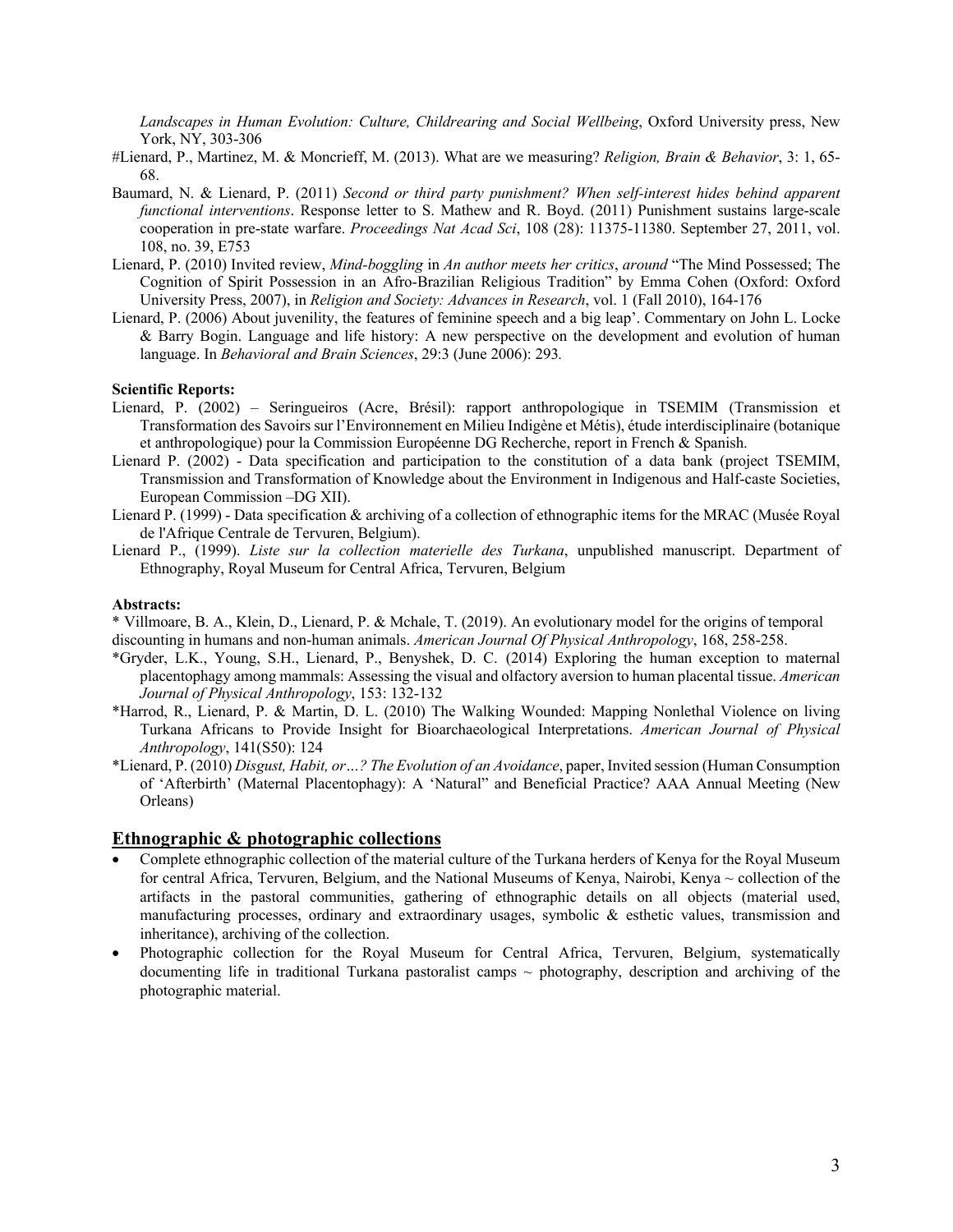*Landscapes in Human Evolution: Culture, Childrearing and Social Wellbeing*, Oxford University press, New York, NY, 303-306

#Lienard, P., Martinez, M. & Moncrieff, M. (2013). What are we measuring? *Religion, Brain & Behavior*, 3: 1, 65-68.

Baumard, N. & Lienard, P. (2011) *Second or third party punishment? When self-interest hides behind apparent functional interventions*. Response letter to S. Mathew and R. Boyd. (2011) Punishment sustains large-scale cooperation in pre-state warfare. *Proceedings Nat Acad Sci*, 108 (28): 11375-11380. September 27, 2011, vol. 108, no. 39, E753

Lienard, P. (2010) Invited review, *Mind-boggling* in *An author meets her critics*, *around* "The Mind Possessed; The Cognition of Spirit Possession in an Afro-Brazilian Religious Tradition" by Emma Cohen (Oxford: Oxford University Press, 2007), in *Religion and Society: Advances in Research*, vol. 1 (Fall 2010), 164-176

Lienard, P. (2006) About juvenility, the features of feminine speech and a big leap'. Commentary on John L. Locke & Barry Bogin. Language and life history: A new perspective on the development and evolution of human language. In *Behavioral and Brain Sciences*, 29:3 (June 2006): 293.

**Scientific Reports:**

Lienard, P. (2002) – Seringueiros (Acre, Brésil): rapport anthropologique in TSEMIM (Transmission et Transformation des Savoirs sur l'Environnement en Milieu Indigène et Métis), étude interdisciplinaire (botanique et anthropologique) pour la Commission Européenne DG Recherche, report in French & Spanish.

Lienard P. (2002) - Data specification and participation to the constitution of a data bank (project TSEMIM, Transmission and Transformation of Knowledge about the Environment in Indigenous and Half-caste Societies, European Commission –DG XII).

Lienard P. (1999) - Data specification & archiving of a collection of ethnographic items for the MRAC (Musée Royal de l'Afrique Centrale de Tervuren, Belgium).

Lienard P., (1999). *Liste sur la collection materielle des Turkana*, unpublished manuscript. Department of Ethnography, Royal Museum for Central Africa, Tervuren, Belgium

**Abstracts:**

* Villmoare, B. A., Klein, D., Lienard, P. & Mchale, T. (2019). An evolutionary model for the origins of temporal discounting in humans and non-human animals. *American Journal Of Physical Anthropology*, 168, 258-258.

*Gryder, L.K., Young, S.H., Lienard, P., Benyshek, D. C. (2014) Exploring the human exception to maternal placentophagy among mammals: Assessing the visual and olfactory aversion to human placental tissue. *American Journal of Physical Anthropology*, 153: 132-132

*Harrod, R., Lienard, P. & Martin, D. L. (2010) The Walking Wounded: Mapping Nonlethal Violence on living Turkana Africans to Provide Insight for Bioarchaeological Interpretations. *American Journal of Physical Anthropology*, 141(S50): 124

*Lienard, P. (2010) *Disgust, Habit, or…? The Evolution of an Avoidance*, paper, Invited session (Human Consumption of 'Afterbirth' (Maternal Placentophagy): A 'Natural" and Beneficial Practice? AAA Annual Meeting (New Orleans)

## Ethnographic & photographic collections

- Complete ethnographic collection of the material culture of the Turkana herders of Kenya for the Royal Museum for central Africa, Tervuren, Belgium, and the National Museums of Kenya, Nairobi, Kenya ~ collection of the artifacts in the pastoral communities, gathering of ethnographic details on all objects (material used, manufacturing processes, ordinary and extraordinary usages, symbolic & esthetic values, transmission and inheritance), archiving of the collection.
- Photographic collection for the Royal Museum for Central Africa, Tervuren, Belgium, systematically documenting life in traditional Turkana pastoralist camps ~ photography, description and archiving of the photographic material.